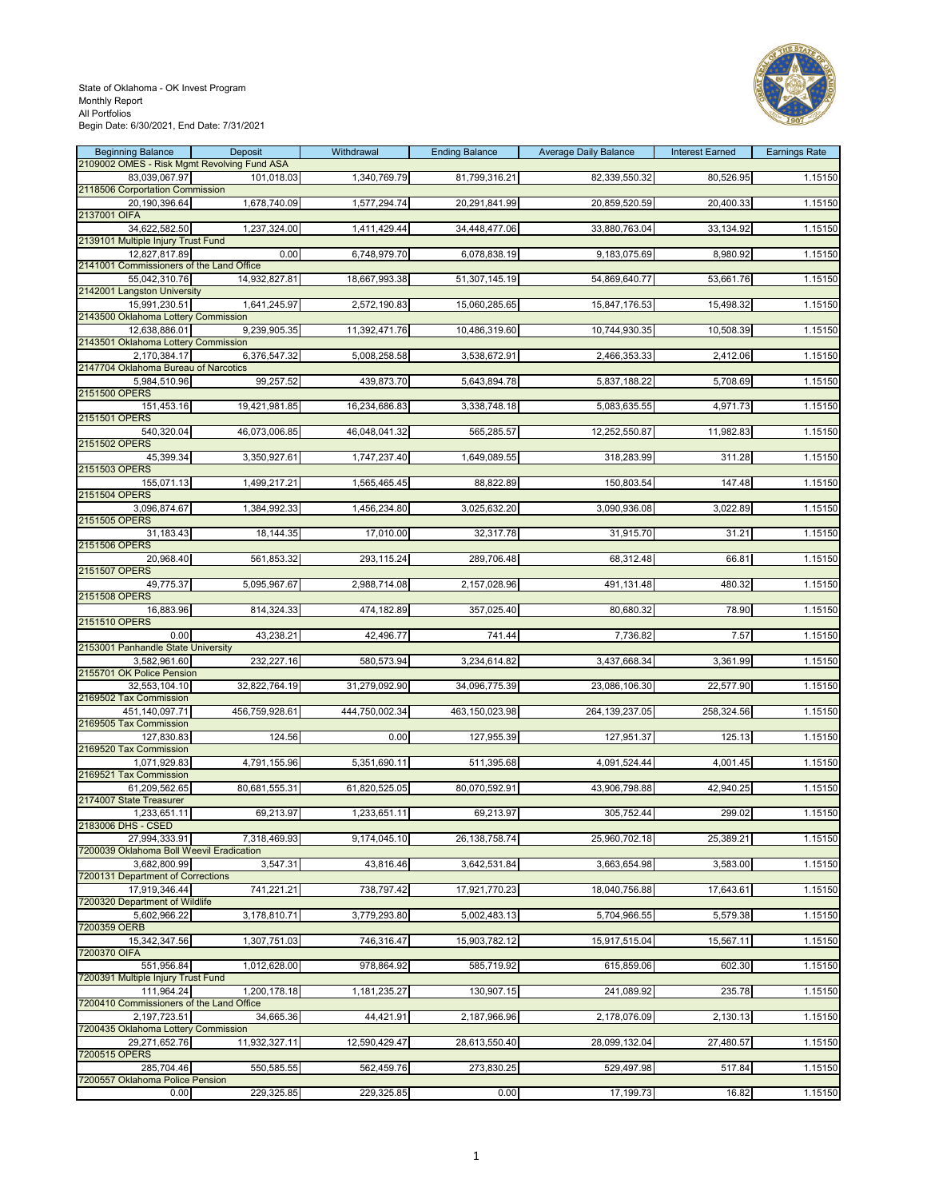State of Oklahoma - OK Invest Program
Monthly Report
All Portfolios
Begin Date: 6/30/2021, End Date: 7/31/2021

| Beginning Balance | Deposit | Withdrawal | Ending Balance | Average Daily Balance | Interest Earned | Earnings Rate |
|---|---|---|---|---|---|---|
| 2109002 OMES - Risk Mgmt Revolving Fund ASA | | | | | | |
| 83,039,067.97 | 101,018.03 | 1,340,769.79 | 81,799,316.21 | 82,339,550.32 | 80,526.95 | 1.15150 |
| 2118506 Corportation Commission | | | | | | |
| 20,190,396.64 | 1,678,740.09 | 1,577,294.74 | 20,291,841.99 | 20,859,520.59 | 20,400.33 | 1.15150 |
| 2137001 OIFA | | | | | | |
| 34,622,582.50 | 1,237,324.00 | 1,411,429.44 | 34,448,477.06 | 33,880,763.04 | 33,134.92 | 1.15150 |
| 2139101 Multiple Injury Trust Fund | | | | | | |
| 12,827,817.89 | 0.00 | 6,748,979.70 | 6,078,838.19 | 9,183,075.69 | 8,980.92 | 1.15150 |
| 2141001 Commissioners of the Land Office | | | | | | |
| 55,042,310.76 | 14,932,827.81 | 18,667,993.38 | 51,307,145.19 | 54,869,640.77 | 53,661.76 | 1.15150 |
| 2142001 Langston University | | | | | | |
| 15,991,230.51 | 1,641,245.97 | 2,572,190.83 | 15,060,285.65 | 15,847,176.53 | 15,498.32 | 1.15150 |
| 2143500 Oklahoma Lottery Commission | | | | | | |
| 12,638,886.01 | 9,239,905.35 | 11,392,471.76 | 10,486,319.60 | 10,744,930.35 | 10,508.39 | 1.15150 |
| 2143501 Oklahoma Lottery Commission | | | | | | |
| 2,170,384.17 | 6,376,547.32 | 5,008,258.58 | 3,538,672.91 | 2,466,353.33 | 2,412.06 | 1.15150 |
| 2147704 Oklahoma Bureau of Narcotics | | | | | | |
| 5,984,510.96 | 99,257.52 | 439,873.70 | 5,643,894.78 | 5,837,188.22 | 5,708.69 | 1.15150 |
| 2151500 OPERS | | | | | | |
| 151,453.16 | 19,421,981.85 | 16,234,686.83 | 3,338,748.18 | 5,083,635.55 | 4,971.73 | 1.15150 |
| 2151501 OPERS | | | | | | |
| 540,320.04 | 46,073,006.85 | 46,048,041.32 | 565,285.57 | 12,252,550.87 | 11,982.83 | 1.15150 |
| 2151502 OPERS | | | | | | |
| 45,399.34 | 3,350,927.61 | 1,747,237.40 | 1,649,089.55 | 318,283.99 | 311.28 | 1.15150 |
| 2151503 OPERS | | | | | | |
| 155,071.13 | 1,499,217.21 | 1,565,465.45 | 88,822.89 | 150,803.54 | 147.48 | 1.15150 |
| 2151504 OPERS | | | | | | |
| 3,096,874.67 | 1,384,992.33 | 1,456,234.80 | 3,025,632.20 | 3,090,936.08 | 3,022.89 | 1.15150 |
| 2151505 OPERS | | | | | | |
| 31,183.43 | 18,144.35 | 17,010.00 | 32,317.78 | 31,915.70 | 31.21 | 1.15150 |
| 2151506 OPERS | | | | | | |
| 20,968.40 | 561,853.32 | 293,115.24 | 289,706.48 | 68,312.48 | 66.81 | 1.15150 |
| 2151507 OPERS | | | | | | |
| 49,775.37 | 5,095,967.67 | 2,988,714.08 | 2,157,028.96 | 491,131.48 | 480.32 | 1.15150 |
| 2151508 OPERS | | | | | | |
| 16,883.96 | 814,324.33 | 474,182.89 | 357,025.40 | 80,680.32 | 78.90 | 1.15150 |
| 2151510 OPERS | | | | | | |
| 0.00 | 43,238.21 | 42,496.77 | 741.44 | 7,736.82 | 7.57 | 1.15150 |
| 2153001 Panhandle State University | | | | | | |
| 3,582,961.60 | 232,227.16 | 580,573.94 | 3,234,614.82 | 3,437,668.34 | 3,361.99 | 1.15150 |
| 2155701 OK Police Pension | | | | | | |
| 32,553,104.10 | 32,822,764.19 | 31,279,092.90 | 34,096,775.39 | 23,086,106.30 | 22,577.90 | 1.15150 |
| 2169502 Tax Commission | | | | | | |
| 451,140,097.71 | 456,759,928.61 | 444,750,002.34 | 463,150,023.98 | 264,139,237.05 | 258,324.56 | 1.15150 |
| 2169505 Tax Commission | | | | | | |
| 127,830.83 | 124.56 | 0.00 | 127,955.39 | 127,951.37 | 125.13 | 1.15150 |
| 2169520 Tax Commission | | | | | | |
| 1,071,929.83 | 4,791,155.96 | 5,351,690.11 | 511,395.68 | 4,091,524.44 | 4,001.45 | 1.15150 |
| 2169521 Tax Commission | | | | | | |
| 61,209,562.65 | 80,681,555.31 | 61,820,525.05 | 80,070,592.91 | 43,906,798.88 | 42,940.25 | 1.15150 |
| 2174007 State Treasurer | | | | | | |
| 1,233,651.11 | 69,213.97 | 1,233,651.11 | 69,213.97 | 305,752.44 | 299.02 | 1.15150 |
| 2183006 DHS - CSED | | | | | | |
| 27,994,333.91 | 7,318,469.93 | 9,174,045.10 | 26,138,758.74 | 25,960,702.18 | 25,389.21 | 1.15150 |
| 7200039 Oklahoma Boll Weevil Eradication | | | | | | |
| 3,682,800.99 | 3,547.31 | 43,816.46 | 3,642,531.84 | 3,663,654.98 | 3,583.00 | 1.15150 |
| 7200131 Department of Corrections | | | | | | |
| 17,919,346.44 | 741,221.21 | 738,797.42 | 17,921,770.23 | 18,040,756.88 | 17,643.61 | 1.15150 |
| 7200320 Department of Wildlife | | | | | | |
| 5,602,966.22 | 3,178,810.71 | 3,779,293.80 | 5,002,483.13 | 5,704,966.55 | 5,579.38 | 1.15150 |
| 7200359 OERB | | | | | | |
| 15,342,347.56 | 1,307,751.03 | 746,316.47 | 15,903,782.12 | 15,917,515.04 | 15,567.11 | 1.15150 |
| 7200370 OIFA | | | | | | |
| 551,956.84 | 1,012,628.00 | 978,864.92 | 585,719.92 | 615,859.06 | 602.30 | 1.15150 |
| 7200391 Multiple Injury Trust Fund | | | | | | |
| 111,964.24 | 1,200,178.18 | 1,181,235.27 | 130,907.15 | 241,089.92 | 235.78 | 1.15150 |
| 7200410 Commissioners of the Land Office | | | | | | |
| 2,197,723.51 | 34,665.36 | 44,421.91 | 2,187,966.96 | 2,178,076.09 | 2,130.13 | 1.15150 |
| 7200435 Oklahoma Lottery Commission | | | | | | |
| 29,271,652.76 | 11,932,327.11 | 12,590,429.47 | 28,613,550.40 | 28,099,132.04 | 27,480.57 | 1.15150 |
| 7200515 OPERS | | | | | | |
| 285,704.46 | 550,585.55 | 562,459.76 | 273,830.25 | 529,497.98 | 517.84 | 1.15150 |
| 7200557 Oklahoma Police Pension | | | | | | |
| 0.00 | 229,325.85 | 229,325.85 | 0.00 | 17,199.73 | 16.82 | 1.15150 |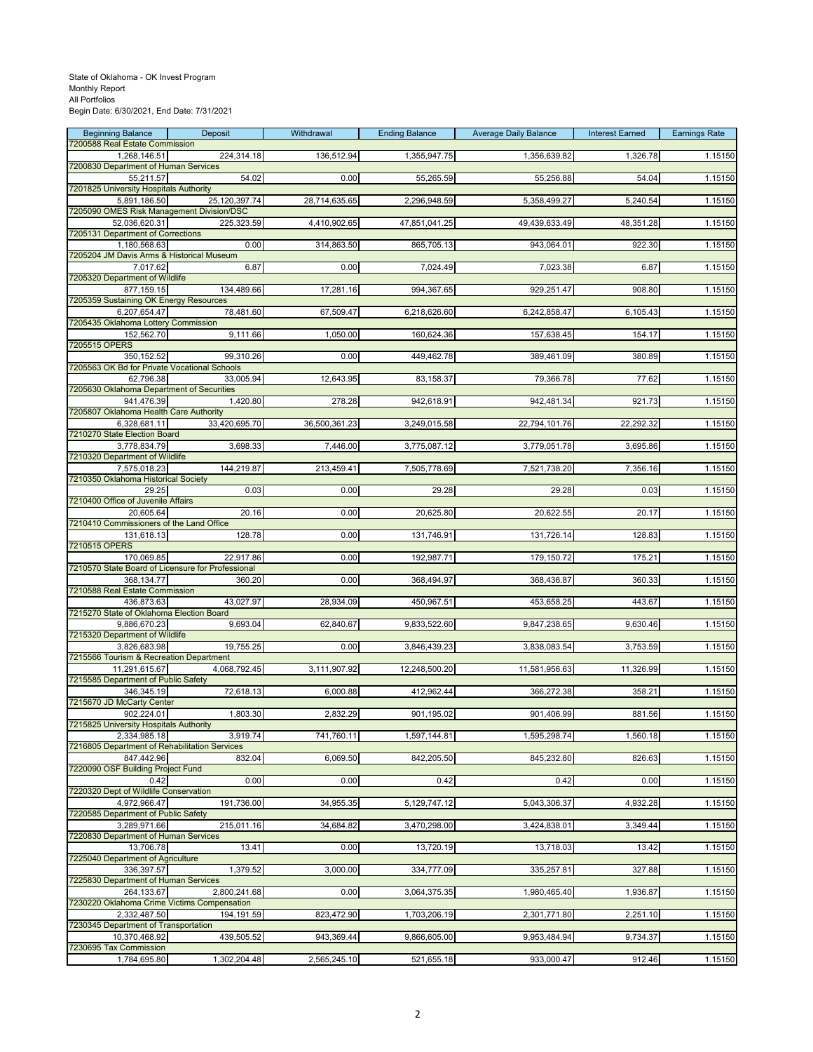State of Oklahoma - OK Invest Program
Monthly Report
All Portfolios
Begin Date: 6/30/2021, End Date: 7/31/2021

| Beginning Balance | Deposit | Withdrawal | Ending Balance | Average Daily Balance | Interest Earned | Earnings Rate |
|---|---|---|---|---|---|---|
| 7200588 Real Estate Commission | | | | | | |
| 1,268,146.51 | 224,314.18 | 136,512.94 | 1,355,947.75 | 1,356,639.82 | 1,326.78 | 1.15150 |
| 7200830 Department of Human Services | | | | | | |
| 55,211.57 | 54.02 | 0.00 | 55,265.59 | 55,256.88 | 54.04 | 1.15150 |
| 7201825 University Hospitals Authority | | | | | | |
| 5,891,186.50 | 25,120,397.74 | 28,714,635.65 | 2,296,948.59 | 5,358,499.27 | 5,240.54 | 1.15150 |
| 7205090 OMES Risk Management Division/DSC | | | | | | |
| 52,036,620.31 | 225,323.59 | 4,410,902.65 | 47,851,041.25 | 49,439,633.49 | 48,351.28 | 1.15150 |
| 7205131 Department of Corrections | | | | | | |
| 1,180,568.63 | 0.00 | 314,863.50 | 865,705.13 | 943,064.01 | 922.30 | 1.15150 |
| 7205204 JM Davis Arms & Historical Museum | | | | | | |
| 7,017.62 | 6.87 | 0.00 | 7,024.49 | 7,023.38 | 6.87 | 1.15150 |
| 7205320 Department of Wildlife | | | | | | |
| 877,159.15 | 134,489.66 | 17,281.16 | 994,367.65 | 929,251.47 | 908.80 | 1.15150 |
| 7205359 Sustaining OK Energy Resources | | | | | | |
| 6,207,654.47 | 78,481.60 | 67,509.47 | 6,218,626.60 | 6,242,858.47 | 6,105.43 | 1.15150 |
| 7205435 Oklahoma Lottery Commission | | | | | | |
| 152,562.70 | 9,111.66 | 1,050.00 | 160,624.36 | 157,638.45 | 154.17 | 1.15150 |
| 7205515 OPERS | | | | | | |
| 350,152.52 | 99,310.26 | 0.00 | 449,462.78 | 389,461.09 | 380.89 | 1.15150 |
| 7205563 OK Bd for Private Vocational Schools | | | | | | |
| 62,796.38 | 33,005.94 | 12,643.95 | 83,158.37 | 79,366.78 | 77.62 | 1.15150 |
| 7205630 Oklahoma Department of Securities | | | | | | |
| 941,476.39 | 1,420.80 | 278.28 | 942,618.91 | 942,481.34 | 921.73 | 1.15150 |
| 7205807 Oklahoma Health Care Authority | | | | | | |
| 6,328,681.11 | 33,420,695.70 | 36,500,361.23 | 3,249,015.58 | 22,794,101.76 | 22,292.32 | 1.15150 |
| 7210270 State Election Board | | | | | | |
| 3,778,834.79 | 3,698.33 | 7,446.00 | 3,775,087.12 | 3,779,051.78 | 3,695.86 | 1.15150 |
| 7210320 Department of Wildlife | | | | | | |
| 7,575,018.23 | 144,219.87 | 213,459.41 | 7,505,778.69 | 7,521,738.20 | 7,356.16 | 1.15150 |
| 7210350 Oklahoma Historical Society | | | | | | |
| 29.25 | 0.03 | 0.00 | 29.28 | 29.28 | 0.03 | 1.15150 |
| 7210400 Office of Juvenile Affairs | | | | | | |
| 20,605.64 | 20.16 | 0.00 | 20,625.80 | 20,622.55 | 20.17 | 1.15150 |
| 7210410 Commissioners of the Land Office | | | | | | |
| 131,618.13 | 128.78 | 0.00 | 131,746.91 | 131,726.14 | 128.83 | 1.15150 |
| 7210515 OPERS | | | | | | |
| 170,069.85 | 22,917.86 | 0.00 | 192,987.71 | 179,150.72 | 175.21 | 1.15150 |
| 7210570 State Board of Licensure for Professional | | | | | | |
| 368,134.77 | 360.20 | 0.00 | 368,494.97 | 368,436.87 | 360.33 | 1.15150 |
| 7210588 Real Estate Commission | | | | | | |
| 436,873.63 | 43,027.97 | 28,934.09 | 450,967.51 | 453,658.25 | 443.67 | 1.15150 |
| 7215270 State of Oklahoma Election Board | | | | | | |
| 9,886,670.23 | 9,693.04 | 62,840.67 | 9,833,522.60 | 9,847,238.65 | 9,630.46 | 1.15150 |
| 7215320 Department of Wildlife | | | | | | |
| 3,826,683.98 | 19,755.25 | 0.00 | 3,846,439.23 | 3,838,083.54 | 3,753.59 | 1.15150 |
| 7215566 Tourism & Recreation Department | | | | | | |
| 11,291,615.67 | 4,068,792.45 | 3,111,907.92 | 12,248,500.20 | 11,581,956.63 | 11,326.99 | 1.15150 |
| 7215585 Department of Public Safety | | | | | | |
| 346,345.19 | 72,618.13 | 6,000.88 | 412,962.44 | 366,272.38 | 358.21 | 1.15150 |
| 7215670 JD McCarty Center | | | | | | |
| 902,224.01 | 1,803.30 | 2,832.29 | 901,195.02 | 901,406.99 | 881.56 | 1.15150 |
| 7215825 University Hospitals Authority | | | | | | |
| 2,334,985.18 | 3,919.74 | 741,760.11 | 1,597,144.81 | 1,595,298.74 | 1,560.18 | 1.15150 |
| 7216805 Department of Rehabilitation Services | | | | | | |
| 847,442.96 | 832.04 | 6,069.50 | 842,205.50 | 845,232.80 | 826.63 | 1.15150 |
| 7220090 OSF Building Project Fund | | | | | | |
| 0.42 | 0.00 | 0.00 | 0.42 | 0.42 | 0.00 | 1.15150 |
| 7220320 Dept of Wildlife Conservation | | | | | | |
| 4,972,966.47 | 191,736.00 | 34,955.35 | 5,129,747.12 | 5,043,306.37 | 4,932.28 | 1.15150 |
| 7220585 Department of Public Safety | | | | | | |
| 3,289,971.66 | 215,011.16 | 34,684.82 | 3,470,298.00 | 3,424,838.01 | 3,349.44 | 1.15150 |
| 7220830 Department of Human Services | | | | | | |
| 13,706.78 | 13.41 | 0.00 | 13,720.19 | 13,718.03 | 13.42 | 1.15150 |
| 7225040 Department of Agriculture | | | | | | |
| 336,397.57 | 1,379.52 | 3,000.00 | 334,777.09 | 335,257.81 | 327.88 | 1.15150 |
| 7225830 Department of Human Services | | | | | | |
| 264,133.67 | 2,800,241.68 | 0.00 | 3,064,375.35 | 1,980,465.40 | 1,936.87 | 1.15150 |
| 7230220 Oklahoma Crime Victims Compensation | | | | | | |
| 2,332,487.50 | 194,191.59 | 823,472.90 | 1,703,206.19 | 2,301,771.80 | 2,251.10 | 1.15150 |
| 7230345 Department of Transportation | | | | | | |
| 10,370,468.92 | 439,505.52 | 943,369.44 | 9,866,605.00 | 9,953,484.94 | 9,734.37 | 1.15150 |
| 7230695 Tax Commission | | | | | | |
| 1,784,695.80 | 1,302,204.48 | 2,565,245.10 | 521,655.18 | 933,000.47 | 912.46 | 1.15150 |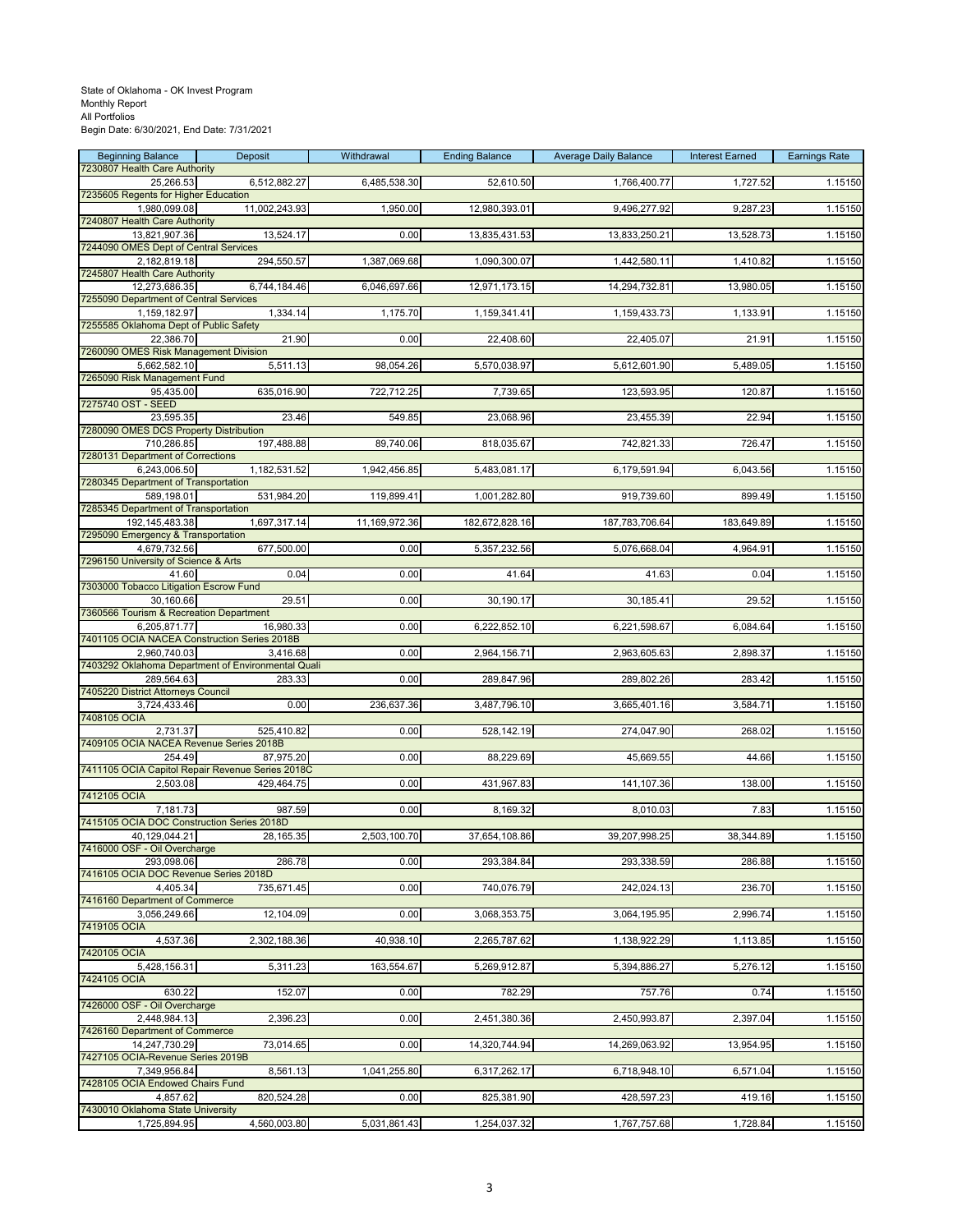State of Oklahoma - OK Invest Program
Monthly Report
All Portfolios
Begin Date: 6/30/2021, End Date: 7/31/2021

| Beginning Balance | Deposit | Withdrawal | Ending Balance | Average Daily Balance | Interest Earned | Earnings Rate |
|---|---|---|---|---|---|---|
| 7230807 Health Care Authority | | | | | | |
| 25,266.53 | 6,512,882.27 | 6,485,538.30 | 52,610.50 | 1,766,400.77 | 1,727.52 | 1.15150 |
| 7235605 Regents for Higher Education | | | | | | |
| 1,980,099.08 | 11,002,243.93 | 1,950.00 | 12,980,393.01 | 9,496,277.92 | 9,287.23 | 1.15150 |
| 7240807 Health Care Authority | | | | | | |
| 13,821,907.36 | 13,524.17 | 0.00 | 13,835,431.53 | 13,833,250.21 | 13,528.73 | 1.15150 |
| 7244090 OMES Dept of Central Services | | | | | | |
| 2,182,819.18 | 294,550.57 | 1,387,069.68 | 1,090,300.07 | 1,442,580.11 | 1,410.82 | 1.15150 |
| 7245807 Health Care Authority | | | | | | |
| 12,273,686.35 | 6,744,184.46 | 6,046,697.66 | 12,971,173.15 | 14,294,732.81 | 13,980.05 | 1.15150 |
| 7255090 Department of Central Services | | | | | | |
| 1,159,182.97 | 1,334.14 | 1,175.70 | 1,159,341.41 | 1,159,433.73 | 1,133.91 | 1.15150 |
| 7255585 Oklahoma Dept of Public Safety | | | | | | |
| 22,386.70 | 21.90 | 0.00 | 22,408.60 | 22,405.07 | 21.91 | 1.15150 |
| 7260090 OMES Risk Management Division | | | | | | |
| 5,662,582.10 | 5,511.13 | 98,054.26 | 5,570,038.97 | 5,612,601.90 | 5,489.05 | 1.15150 |
| 7265090 Risk Management Fund | | | | | | |
| 95,435.00 | 635,016.90 | 722,712.25 | 7,739.65 | 123,593.95 | 120.87 | 1.15150 |
| 7275740 OST - SEED | | | | | | |
| 23,595.35 | 23.46 | 549.85 | 23,068.96 | 23,455.39 | 22.94 | 1.15150 |
| 7280090 OMES DCS Property Distribution | | | | | | |
| 710,286.85 | 197,488.88 | 89,740.06 | 818,035.67 | 742,821.33 | 726.47 | 1.15150 |
| 7280131 Department of Corrections | | | | | | |
| 6,243,006.50 | 1,182,531.52 | 1,942,456.85 | 5,483,081.17 | 6,179,591.94 | 6,043.56 | 1.15150 |
| 7280345 Department of Transportation | | | | | | |
| 589,198.01 | 531,984.20 | 119,899.41 | 1,001,282.80 | 919,739.60 | 899.49 | 1.15150 |
| 7285345 Department of Transportation | | | | | | |
| 192,145,483.38 | 1,697,317.14 | 11,169,972.36 | 182,672,828.16 | 187,783,706.64 | 183,649.89 | 1.15150 |
| 7295090 Emergency & Transportation | | | | | | |
| 4,679,732.56 | 677,500.00 | 0.00 | 5,357,232.56 | 5,076,668.04 | 4,964.91 | 1.15150 |
| 7296150 University of Science & Arts | | | | | | |
| 41.60 | 0.04 | 0.00 | 41.64 | 41.63 | 0.04 | 1.15150 |
| 7303000 Tobacco Litigation Escrow Fund | | | | | | |
| 30,160.66 | 29.51 | 0.00 | 30,190.17 | 30,185.41 | 29.52 | 1.15150 |
| 7360566 Tourism & Recreation Department | | | | | | |
| 6,205,871.77 | 16,980.33 | 0.00 | 6,222,852.10 | 6,221,598.67 | 6,084.64 | 1.15150 |
| 7401105 OCIA NACEA Construction Series 2018B | | | | | | |
| 2,960,740.03 | 3,416.68 | 0.00 | 2,964,156.71 | 2,963,605.63 | 2,898.37 | 1.15150 |
| 7403292 Oklahoma Department of Environmental Quali | | | | | | |
| 289,564.63 | 283.33 | 0.00 | 289,847.96 | 289,802.26 | 283.42 | 1.15150 |
| 7405220 District Attorneys Council | | | | | | |
| 3,724,433.46 | 0.00 | 236,637.36 | 3,487,796.10 | 3,665,401.16 | 3,584.71 | 1.15150 |
| 7408105 OCIA | | | | | | |
| 2,731.37 | 525,410.82 | 0.00 | 528,142.19 | 274,047.90 | 268.02 | 1.15150 |
| 7409105 OCIA NACEA Revenue Series 2018B | | | | | | |
| 254.49 | 87,975.20 | 0.00 | 88,229.69 | 45,669.55 | 44.66 | 1.15150 |
| 7411105 OCIA Capitol Repair Revenue Series 2018C | | | | | | |
| 2,503.08 | 429,464.75 | 0.00 | 431,967.83 | 141,107.36 | 138.00 | 1.15150 |
| 7412105 OCIA | | | | | | |
| 7,181.73 | 987.59 | 0.00 | 8,169.32 | 8,010.03 | 7.83 | 1.15150 |
| 7415105 OCIA DOC Construction Series 2018D | | | | | | |
| 40,129,044.21 | 28,165.35 | 2,503,100.70 | 37,654,108.86 | 39,207,998.25 | 38,344.89 | 1.15150 |
| 7416000 OSF - Oil Overcharge | | | | | | |
| 293,098.06 | 286.78 | 0.00 | 293,384.84 | 293,338.59 | 286.88 | 1.15150 |
| 7416105 OCIA DOC Revenue Series 2018D | | | | | | |
| 4,405.34 | 735,671.45 | 0.00 | 740,076.79 | 242,024.13 | 236.70 | 1.15150 |
| 7416160 Department of Commerce | | | | | | |
| 3,056,249.66 | 12,104.09 | 0.00 | 3,068,353.75 | 3,064,195.95 | 2,996.74 | 1.15150 |
| 7419105 OCIA | | | | | | |
| 4,537.36 | 2,302,188.36 | 40,938.10 | 2,265,787.62 | 1,138,922.29 | 1,113.85 | 1.15150 |
| 7420105 OCIA | | | | | | |
| 5,428,156.31 | 5,311.23 | 163,554.67 | 5,269,912.87 | 5,394,886.27 | 5,276.12 | 1.15150 |
| 7424105 OCIA | | | | | | |
| 630.22 | 152.07 | 0.00 | 782.29 | 757.76 | 0.74 | 1.15150 |
| 7426000 OSF - Oil Overcharge | | | | | | |
| 2,448,984.13 | 2,396.23 | 0.00 | 2,451,380.36 | 2,450,993.87 | 2,397.04 | 1.15150 |
| 7426160 Department of Commerce | | | | | | |
| 14,247,730.29 | 73,014.65 | 0.00 | 14,320,744.94 | 14,269,063.92 | 13,954.95 | 1.15150 |
| 7427105 OCIA-Revenue Series 2019B | | | | | | |
| 7,349,956.84 | 8,561.13 | 1,041,255.80 | 6,317,262.17 | 6,718,948.10 | 6,571.04 | 1.15150 |
| 7428105 OCIA Endowed Chairs Fund | | | | | | |
| 4,857.62 | 820,524.28 | 0.00 | 825,381.90 | 428,597.23 | 419.16 | 1.15150 |
| 7430010 Oklahoma State University | | | | | | |
| 1,725,894.95 | 4,560,003.80 | 5,031,861.43 | 1,254,037.32 | 1,767,757.68 | 1,728.84 | 1.15150 |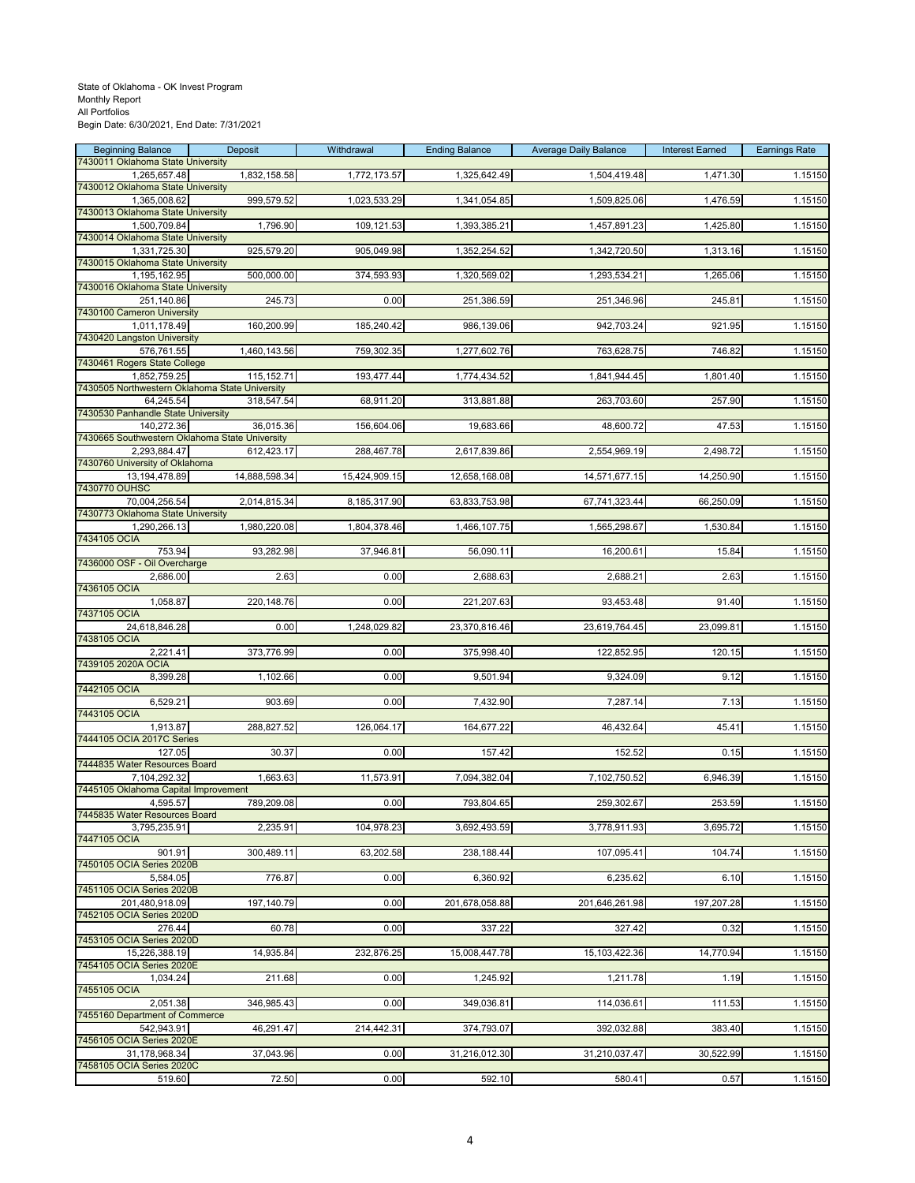State of Oklahoma - OK Invest Program
Monthly Report
All Portfolios
Begin Date: 6/30/2021, End Date: 7/31/2021

| Beginning Balance | Deposit | Withdrawal | Ending Balance | Average Daily Balance | Interest Earned | Earnings Rate |
|---|---|---|---|---|---|---|
| 7430011 Oklahoma State University | | | | | | |
| 1,265,657.48 | 1,832,158.58 | 1,772,173.57 | 1,325,642.49 | 1,504,419.48 | 1,471.30 | 1.15150 |
| 7430012 Oklahoma State University | | | | | | |
| 1,365,008.62 | 999,579.52 | 1,023,533.29 | 1,341,054.85 | 1,509,825.06 | 1,476.59 | 1.15150 |
| 7430013 Oklahoma State University | | | | | | |
| 1,500,709.84 | 1,796.90 | 109,121.53 | 1,393,385.21 | 1,457,891.23 | 1,425.80 | 1.15150 |
| 7430014 Oklahoma State University | | | | | | |
| 1,331,725.30 | 925,579.20 | 905,049.98 | 1,352,254.52 | 1,342,720.50 | 1,313.16 | 1.15150 |
| 7430015 Oklahoma State University | | | | | | |
| 1,195,162.95 | 500,000.00 | 374,593.93 | 1,320,569.02 | 1,293,534.21 | 1,265.06 | 1.15150 |
| 7430016 Oklahoma State University | | | | | | |
| 251,140.86 | 245.73 | 0.00 | 251,386.59 | 251,346.96 | 245.81 | 1.15150 |
| 7430100 Cameron University | | | | | | |
| 1,011,178.49 | 160,200.99 | 185,240.42 | 986,139.06 | 942,703.24 | 921.95 | 1.15150 |
| 7430420 Langston University | | | | | | |
| 576,761.55 | 1,460,143.56 | 759,302.35 | 1,277,602.76 | 763,628.75 | 746.82 | 1.15150 |
| 7430461 Rogers State College | | | | | | |
| 1,852,759.25 | 115,152.71 | 193,477.44 | 1,774,434.52 | 1,841,944.45 | 1,801.40 | 1.15150 |
| 7430505 Northwestern Oklahoma State University | | | | | | |
| 64,245.54 | 318,547.54 | 68,911.20 | 313,881.88 | 263,703.60 | 257.90 | 1.15150 |
| 7430530 Panhandle State University | | | | | | |
| 140,272.36 | 36,015.36 | 156,604.06 | 19,683.66 | 48,600.72 | 47.53 | 1.15150 |
| 7430665 Southwestern Oklahoma State University | | | | | | |
| 2,293,884.47 | 612,423.17 | 288,467.78 | 2,617,839.86 | 2,554,969.19 | 2,498.72 | 1.15150 |
| 7430760 University of Oklahoma | | | | | | |
| 13,194,478.89 | 14,888,598.34 | 15,424,909.15 | 12,658,168.08 | 14,571,677.15 | 14,250.90 | 1.15150 |
| 7430770 OUHSC | | | | | | |
| 70,004,256.54 | 2,014,815.34 | 8,185,317.90 | 63,833,753.98 | 67,741,323.44 | 66,250.09 | 1.15150 |
| 7430773 Oklahoma State University | | | | | | |
| 1,290,266.13 | 1,980,220.08 | 1,804,378.46 | 1,466,107.75 | 1,565,298.67 | 1,530.84 | 1.15150 |
| 7434105 OCIA | | | | | | |
| 753.94 | 93,282.98 | 37,946.81 | 56,090.11 | 16,200.61 | 15.84 | 1.15150 |
| 7436000 OSF - Oil Overcharge | | | | | | |
| 2,686.00 | 2.63 | 0.00 | 2,688.63 | 2,688.21 | 2.63 | 1.15150 |
| 7436105 OCIA | | | | | | |
| 1,058.87 | 220,148.76 | 0.00 | 221,207.63 | 93,453.48 | 91.40 | 1.15150 |
| 7437105 OCIA | | | | | | |
| 24,618,846.28 | 0.00 | 1,248,029.82 | 23,370,816.46 | 23,619,764.45 | 23,099.81 | 1.15150 |
| 7438105 OCIA | | | | | | |
| 2,221.41 | 373,776.99 | 0.00 | 375,998.40 | 122,852.95 | 120.15 | 1.15150 |
| 7439105 2020A OCIA | | | | | | |
| 8,399.28 | 1,102.66 | 0.00 | 9,501.94 | 9,324.09 | 9.12 | 1.15150 |
| 7442105 OCIA | | | | | | |
| 6,529.21 | 903.69 | 0.00 | 7,432.90 | 7,287.14 | 7.13 | 1.15150 |
| 7443105 OCIA | | | | | | |
| 1,913.87 | 288,827.52 | 126,064.17 | 164,677.22 | 46,432.64 | 45.41 | 1.15150 |
| 7444105 OCIA 2017C Series | | | | | | |
| 127.05 | 30.37 | 0.00 | 157.42 | 152.52 | 0.15 | 1.15150 |
| 7444835 Water Resources Board | | | | | | |
| 7,104,292.32 | 1,663.63 | 11,573.91 | 7,094,382.04 | 7,102,750.52 | 6,946.39 | 1.15150 |
| 7445105 Oklahoma Capital Improvement | | | | | | |
| 4,595.57 | 789,209.08 | 0.00 | 793,804.65 | 259,302.67 | 253.59 | 1.15150 |
| 7445835 Water Resources Board | | | | | | |
| 3,795,235.91 | 2,235.91 | 104,978.23 | 3,692,493.59 | 3,778,911.93 | 3,695.72 | 1.15150 |
| 7447105 OCIA | | | | | | |
| 901.91 | 300,489.11 | 63,202.58 | 238,188.44 | 107,095.41 | 104.74 | 1.15150 |
| 7450105 OCIA Series 2020B | | | | | | |
| 5,584.05 | 776.87 | 0.00 | 6,360.92 | 6,235.62 | 6.10 | 1.15150 |
| 7451105 OCIA Series 2020B | | | | | | |
| 201,480,918.09 | 197,140.79 | 0.00 | 201,678,058.88 | 201,646,261.98 | 197,207.28 | 1.15150 |
| 7452105 OCIA Series 2020D | | | | | | |
| 276.44 | 60.78 | 0.00 | 337.22 | 327.42 | 0.32 | 1.15150 |
| 7453105 OCIA Series 2020D | | | | | | |
| 15,226,388.19 | 14,935.84 | 232,876.25 | 15,008,447.78 | 15,103,422.36 | 14,770.94 | 1.15150 |
| 7454105 OCIA Series 2020E | | | | | | |
| 1,034.24 | 211.68 | 0.00 | 1,245.92 | 1,211.78 | 1.19 | 1.15150 |
| 7455105 OCIA | | | | | | |
| 2,051.38 | 346,985.43 | 0.00 | 349,036.81 | 114,036.61 | 111.53 | 1.15150 |
| 7455160 Department of Commerce | | | | | | |
| 542,943.91 | 46,291.47 | 214,442.31 | 374,793.07 | 392,032.88 | 383.40 | 1.15150 |
| 7456105 OCIA Series 2020E | | | | | | |
| 31,178,968.34 | 37,043.96 | 0.00 | 31,216,012.30 | 31,210,037.47 | 30,522.99 | 1.15150 |
| 7458105 OCIA Series 2020C | | | | | | |
| 519.60 | 72.50 | 0.00 | 592.10 | 580.41 | 0.57 | 1.15150 |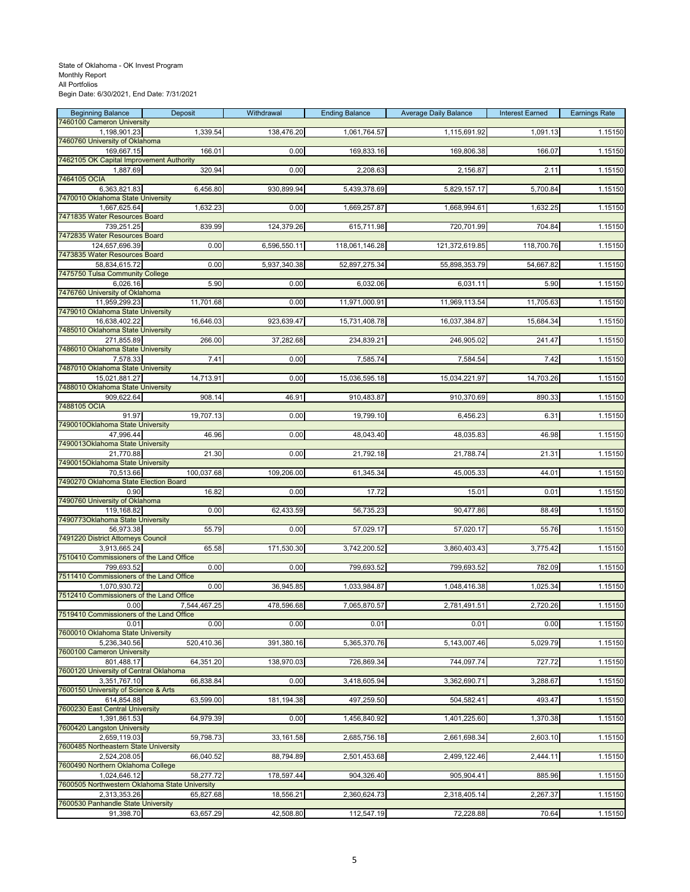State of Oklahoma - OK Invest Program
Monthly Report
All Portfolios
Begin Date: 6/30/2021, End Date: 7/31/2021

| Beginning Balance | Deposit | Withdrawal | Ending Balance | Average Daily Balance | Interest Earned | Earnings Rate |
|---|---|---|---|---|---|---|
| 7460100 Cameron University | | | | | | |
| 1,198,901.23 | 1,339.54 | 138,476.20 | 1,061,764.57 | 1,115,691.92 | 1,091.13 | 1.15150 |
| 7460760 University of Oklahoma | | | | | | |
| 169,667.15 | 166.01 | 0.00 | 169,833.16 | 169,806.38 | 166.07 | 1.15150 |
| 7462105 OK Capital Improvement Authority | | | | | | |
| 1,887.69 | 320.94 | 0.00 | 2,208.63 | 2,156.87 | 2.11 | 1.15150 |
| 7464105 OCIA | | | | | | |
| 6,363,821.83 | 6,456.80 | 930,899.94 | 5,439,378.69 | 5,829,157.17 | 5,700.84 | 1.15150 |
| 7470010 Oklahoma State University | | | | | | |
| 1,667,625.64 | 1,632.23 | 0.00 | 1,669,257.87 | 1,668,994.61 | 1,632.25 | 1.15150 |
| 7471835 Water Resources Board | | | | | | |
| 739,251.25 | 839.99 | 124,379.26 | 615,711.98 | 720,701.99 | 704.84 | 1.15150 |
| 7472835 Water Resources Board | | | | | | |
| 124,657,696.39 | 0.00 | 6,596,550.11 | 118,061,146.28 | 121,372,619.85 | 118,700.76 | 1.15150 |
| 7473835 Water Resources Board | | | | | | |
| 58,834,615.72 | 0.00 | 5,937,340.38 | 52,897,275.34 | 55,898,353.79 | 54,667.82 | 1.15150 |
| 7475750 Tulsa Community College | | | | | | |
| 6,026.16 | 5.90 | 0.00 | 6,032.06 | 6,031.11 | 5.90 | 1.15150 |
| 7476760 University of Oklahoma | | | | | | |
| 11,959,299.23 | 11,701.68 | 0.00 | 11,971,000.91 | 11,969,113.54 | 11,705.63 | 1.15150 |
| 7479010 Oklahoma State University | | | | | | |
| 16,638,402.22 | 16,646.03 | 923,639.47 | 15,731,408.78 | 16,037,384.87 | 15,684.34 | 1.15150 |
| 7485010 Oklahoma State University | | | | | | |
| 271,855.89 | 266.00 | 37,282.68 | 234,839.21 | 246,905.02 | 241.47 | 1.15150 |
| 7486010 Oklahoma State University | | | | | | |
| 7,578.33 | 7.41 | 0.00 | 7,585.74 | 7,584.54 | 7.42 | 1.15150 |
| 7487010 Oklahoma State University | | | | | | |
| 15,021,881.27 | 14,713.91 | 0.00 | 15,036,595.18 | 15,034,221.97 | 14,703.26 | 1.15150 |
| 7488010 Oklahoma State University | | | | | | |
| 909,622.64 | 908.14 | 46.91 | 910,483.87 | 910,370.69 | 890.33 | 1.15150 |
| 7488105 OCIA | | | | | | |
| 91.97 | 19,707.13 | 0.00 | 19,799.10 | 6,456.23 | 6.31 | 1.15150 |
| 7490010Oklahoma State University | | | | | | |
| 47,996.44 | 46.96 | 0.00 | 48,043.40 | 48,035.83 | 46.98 | 1.15150 |
| 7490013Oklahoma State University | | | | | | |
| 21,770.88 | 21.30 | 0.00 | 21,792.18 | 21,788.74 | 21.31 | 1.15150 |
| 7490015Oklahoma State University | | | | | | |
| 70,513.66 | 100,037.68 | 109,206.00 | 61,345.34 | 45,005.33 | 44.01 | 1.15150 |
| 7490270 Oklahoma State Election Board | | | | | | |
| 0.90 | 16.82 | 0.00 | 17.72 | 15.01 | 0.01 | 1.15150 |
| 7490760 University of Oklahoma | | | | | | |
| 119,168.82 | 0.00 | 62,433.59 | 56,735.23 | 90,477.86 | 88.49 | 1.15150 |
| 7490773Oklahoma State University | | | | | | |
| 56,973.38 | 55.79 | 0.00 | 57,029.17 | 57,020.17 | 55.76 | 1.15150 |
| 7491220 District Attorneys Council | | | | | | |
| 3,913,665.24 | 65.58 | 171,530.30 | 3,742,200.52 | 3,860,403.43 | 3,775.42 | 1.15150 |
| 7510410 Commissioners of the Land Office | | | | | | |
| 799,693.52 | 0.00 | 0.00 | 799,693.52 | 799,693.52 | 782.09 | 1.15150 |
| 7511410 Commissioners of the Land Office | | | | | | |
| 1,070,930.72 | 0.00 | 36,945.85 | 1,033,984.87 | 1,048,416.38 | 1,025.34 | 1.15150 |
| 7512410 Commissioners of the Land Office | | | | | | |
| 0.00 | 7,544,467.25 | 478,596.68 | 7,065,870.57 | 2,781,491.51 | 2,720.26 | 1.15150 |
| 7519410 Commissioners of the Land Office | | | | | | |
| 0.01 | 0.00 | 0.00 | 0.01 | 0.01 | 0.00 | 1.15150 |
| 7600010 Oklahoma State University | | | | | | |
| 5,236,340.56 | 520,410.36 | 391,380.16 | 5,365,370.76 | 5,143,007.46 | 5,029.79 | 1.15150 |
| 7600100 Cameron University | | | | | | |
| 801,488.17 | 64,351.20 | 138,970.03 | 726,869.34 | 744,097.74 | 727.72 | 1.15150 |
| 7600120 University of Central Oklahoma | | | | | | |
| 3,351,767.10 | 66,838.84 | 0.00 | 3,418,605.94 | 3,362,690.71 | 3,288.67 | 1.15150 |
| 7600150 University of Science & Arts | | | | | | |
| 614,854.88 | 63,599.00 | 181,194.38 | 497,259.50 | 504,582.41 | 493.47 | 1.15150 |
| 7600230 East Central University | | | | | | |
| 1,391,861.53 | 64,979.39 | 0.00 | 1,456,840.92 | 1,401,225.60 | 1,370.38 | 1.15150 |
| 7600420 Langston University | | | | | | |
| 2,659,119.03 | 59,798.73 | 33,161.58 | 2,685,756.18 | 2,661,698.34 | 2,603.10 | 1.15150 |
| 7600485 Northeastern State University | | | | | | |
| 2,524,208.05 | 66,040.52 | 88,794.89 | 2,501,453.68 | 2,499,122.46 | 2,444.11 | 1.15150 |
| 7600490 Northern Oklahoma College | | | | | | |
| 1,024,646.12 | 58,277.72 | 178,597.44 | 904,326.40 | 905,904.41 | 885.96 | 1.15150 |
| 7600505 Northwestern Oklahoma State University | | | | | | |
| 2,313,353.26 | 65,827.68 | 18,556.21 | 2,360,624.73 | 2,318,405.14 | 2,267.37 | 1.15150 |
| 7600530 Panhandle State University | | | | | | |
| 91,398.70 | 63,657.29 | 42,508.80 | 112,547.19 | 72,228.88 | 70.64 | 1.15150 |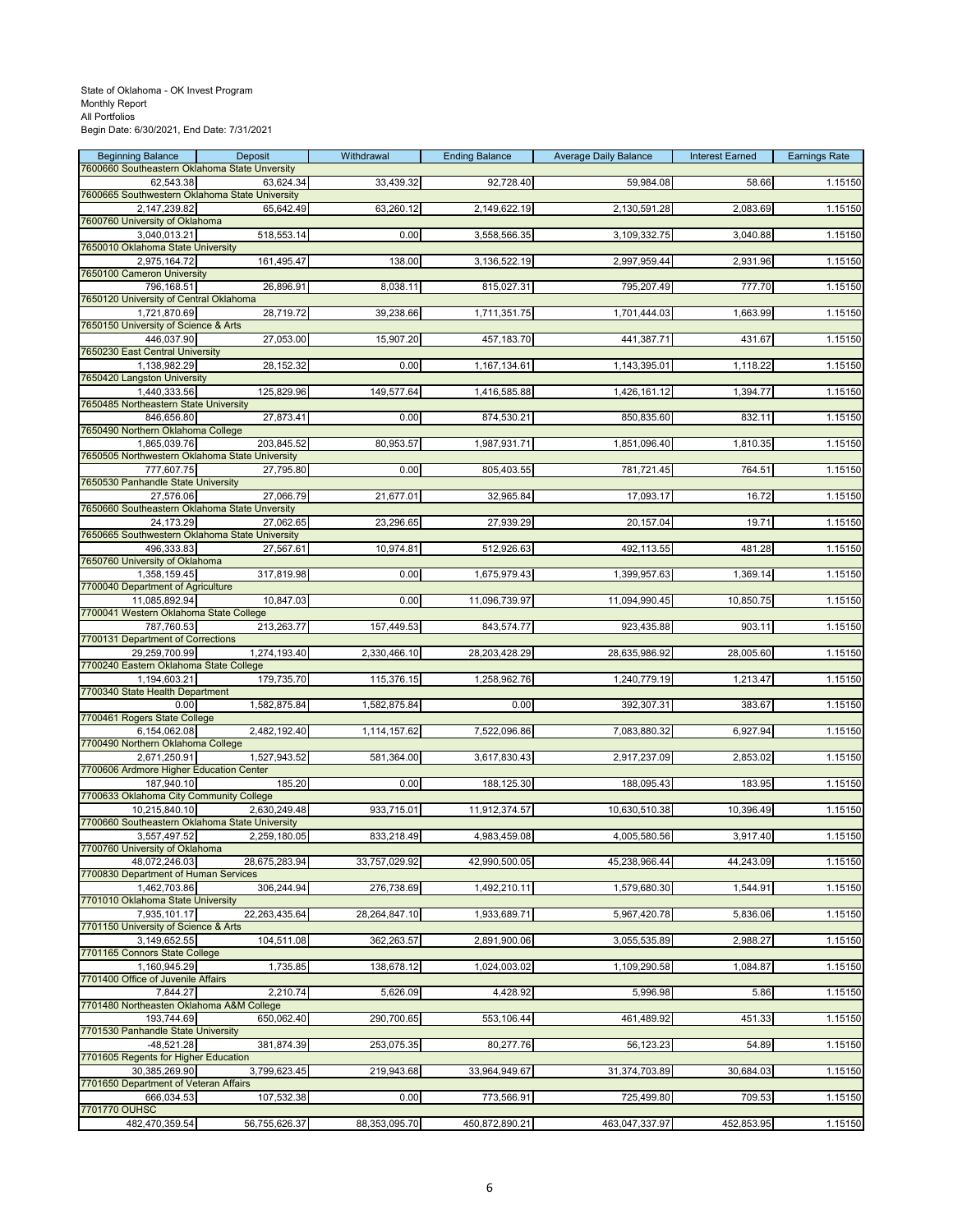State of Oklahoma - OK Invest Program
Monthly Report
All Portfolios
Begin Date: 6/30/2021, End Date: 7/31/2021

| Beginning Balance | Deposit | Withdrawal | Ending Balance | Average Daily Balance | Interest Earned | Earnings Rate |
|---|---|---|---|---|---|---|
| 7600660 Southeastern Oklahoma State Unversity | | | | | | |
| 62,543.38 | 63,624.34 | 33,439.32 | 92,728.40 | 59,984.08 | 58.66 | 1.15150 |
| 7600665 Southwestern Oklahoma State University | | | | | | |
| 2,147,239.82 | 65,642.49 | 63,260.12 | 2,149,622.19 | 2,130,591.28 | 2,083.69 | 1.15150 |
| 7600760 University of Oklahoma | | | | | | |
| 3,040,013.21 | 518,553.14 | 0.00 | 3,558,566.35 | 3,109,332.75 | 3,040.88 | 1.15150 |
| 7650010 Oklahoma State University | | | | | | |
| 2,975,164.72 | 161,495.47 | 138.00 | 3,136,522.19 | 2,997,959.44 | 2,931.96 | 1.15150 |
| 7650100 Cameron University | | | | | | |
| 796,168.51 | 26,896.91 | 8,038.11 | 815,027.31 | 795,207.49 | 777.70 | 1.15150 |
| 7650120 University of Central Oklahoma | | | | | | |
| 1,721,870.69 | 28,719.72 | 39,238.66 | 1,711,351.75 | 1,701,444.03 | 1,663.99 | 1.15150 |
| 7650150 University of Science & Arts | | | | | | |
| 446,037.90 | 27,053.00 | 15,907.20 | 457,183.70 | 441,387.71 | 431.67 | 1.15150 |
| 7650230 East Central University | | | | | | |
| 1,138,982.29 | 28,152.32 | 0.00 | 1,167,134.61 | 1,143,395.01 | 1,118.22 | 1.15150 |
| 7650420 Langston University | | | | | | |
| 1,440,333.56 | 125,829.96 | 149,577.64 | 1,416,585.88 | 1,426,161.12 | 1,394.77 | 1.15150 |
| 7650485 Northeastern State University | | | | | | |
| 846,656.80 | 27,873.41 | 0.00 | 874,530.21 | 850,835.60 | 832.11 | 1.15150 |
| 7650490 Northern Oklahoma College | | | | | | |
| 1,865,039.76 | 203,845.52 | 80,953.57 | 1,987,931.71 | 1,851,096.40 | 1,810.35 | 1.15150 |
| 7650505 Northwestern Oklahoma State University | | | | | | |
| 777,607.75 | 27,795.80 | 0.00 | 805,403.55 | 781,721.45 | 764.51 | 1.15150 |
| 7650530 Panhandle State University | | | | | | |
| 27,576.06 | 27,066.79 | 21,677.01 | 32,965.84 | 17,093.17 | 16.72 | 1.15150 |
| 7650660 Southeastern Oklahoma State Unversity | | | | | | |
| 24,173.29 | 27,062.65 | 23,296.65 | 27,939.29 | 20,157.04 | 19.71 | 1.15150 |
| 7650665 Southwestern Oklahoma State University | | | | | | |
| 496,333.83 | 27,567.61 | 10,974.81 | 512,926.63 | 492,113.55 | 481.28 | 1.15150 |
| 7650760 University of Oklahoma | | | | | | |
| 1,358,159.45 | 317,819.98 | 0.00 | 1,675,979.43 | 1,399,957.63 | 1,369.14 | 1.15150 |
| 7700040 Department of Agriculture | | | | | | |
| 11,085,892.94 | 10,847.03 | 0.00 | 11,096,739.97 | 11,094,990.45 | 10,850.75 | 1.15150 |
| 7700041 Western Oklahoma State College | | | | | | |
| 787,760.53 | 213,263.77 | 157,449.53 | 843,574.77 | 923,435.88 | 903.11 | 1.15150 |
| 7700131 Department of Corrections | | | | | | |
| 29,259,700.99 | 1,274,193.40 | 2,330,466.10 | 28,203,428.29 | 28,635,986.92 | 28,005.60 | 1.15150 |
| 7700240 Eastern Oklahoma State College | | | | | | |
| 1,194,603.21 | 179,735.70 | 115,376.15 | 1,258,962.76 | 1,240,779.19 | 1,213.47 | 1.15150 |
| 7700340 State Health Department | | | | | | |
| 0.00 | 1,582,875.84 | 1,582,875.84 | 0.00 | 392,307.31 | 383.67 | 1.15150 |
| 7700461 Rogers State College | | | | | | |
| 6,154,062.08 | 2,482,192.40 | 1,114,157.62 | 7,522,096.86 | 7,083,880.32 | 6,927.94 | 1.15150 |
| 7700490 Northern Oklahoma College | | | | | | |
| 2,671,250.91 | 1,527,943.52 | 581,364.00 | 3,617,830.43 | 2,917,237.09 | 2,853.02 | 1.15150 |
| 7700606 Ardmore Higher Education Center | | | | | | |
| 187,940.10 | 185.20 | 0.00 | 188,125.30 | 188,095.43 | 183.95 | 1.15150 |
| 7700633 Oklahoma City Community College | | | | | | |
| 10,215,840.10 | 2,630,249.48 | 933,715.01 | 11,912,374.57 | 10,630,510.38 | 10,396.49 | 1.15150 |
| 7700660 Southeastern Oklahoma State University | | | | | | |
| 3,557,497.52 | 2,259,180.05 | 833,218.49 | 4,983,459.08 | 4,005,580.56 | 3,917.40 | 1.15150 |
| 7700760 University of Oklahoma | | | | | | |
| 48,072,246.03 | 28,675,283.94 | 33,757,029.92 | 42,990,500.05 | 45,238,966.44 | 44,243.09 | 1.15150 |
| 7700830 Department of Human Services | | | | | | |
| 1,462,703.86 | 306,244.94 | 276,738.69 | 1,492,210.11 | 1,579,680.30 | 1,544.91 | 1.15150 |
| 7701010 Oklahoma State University | | | | | | |
| 7,935,101.17 | 22,263,435.64 | 28,264,847.10 | 1,933,689.71 | 5,967,420.78 | 5,836.06 | 1.15150 |
| 7701150 University of Science & Arts | | | | | | |
| 3,149,652.55 | 104,511.08 | 362,263.57 | 2,891,900.06 | 3,055,535.89 | 2,988.27 | 1.15150 |
| 7701165 Connors State College | | | | | | |
| 1,160,945.29 | 1,735.85 | 138,678.12 | 1,024,003.02 | 1,109,290.58 | 1,084.87 | 1.15150 |
| 7701400 Office of Juvenile Affairs | | | | | | |
| 7,844.27 | 2,210.74 | 5,626.09 | 4,428.92 | 5,996.98 | 5.86 | 1.15150 |
| 7701480 Northeasten Oklahoma A&M College | | | | | | |
| 193,744.69 | 650,062.40 | 290,700.65 | 553,106.44 | 461,489.92 | 451.33 | 1.15150 |
| 7701530 Panhandle State University | | | | | | |
| -48,521.28 | 381,874.39 | 253,075.35 | 80,277.76 | 56,123.23 | 54.89 | 1.15150 |
| 7701605 Regents for Higher Education | | | | | | |
| 30,385,269.90 | 3,799,623.45 | 219,943.68 | 33,964,949.67 | 31,374,703.89 | 30,684.03 | 1.15150 |
| 7701650 Department of Veteran Affairs | | | | | | |
| 666,034.53 | 107,532.38 | 0.00 | 773,566.91 | 725,499.80 | 709.53 | 1.15150 |
| 7701770 OUHSC | | | | | | |
| 482,470,359.54 | 56,755,626.37 | 88,353,095.70 | 450,872,890.21 | 463,047,337.97 | 452,853.95 | 1.15150 |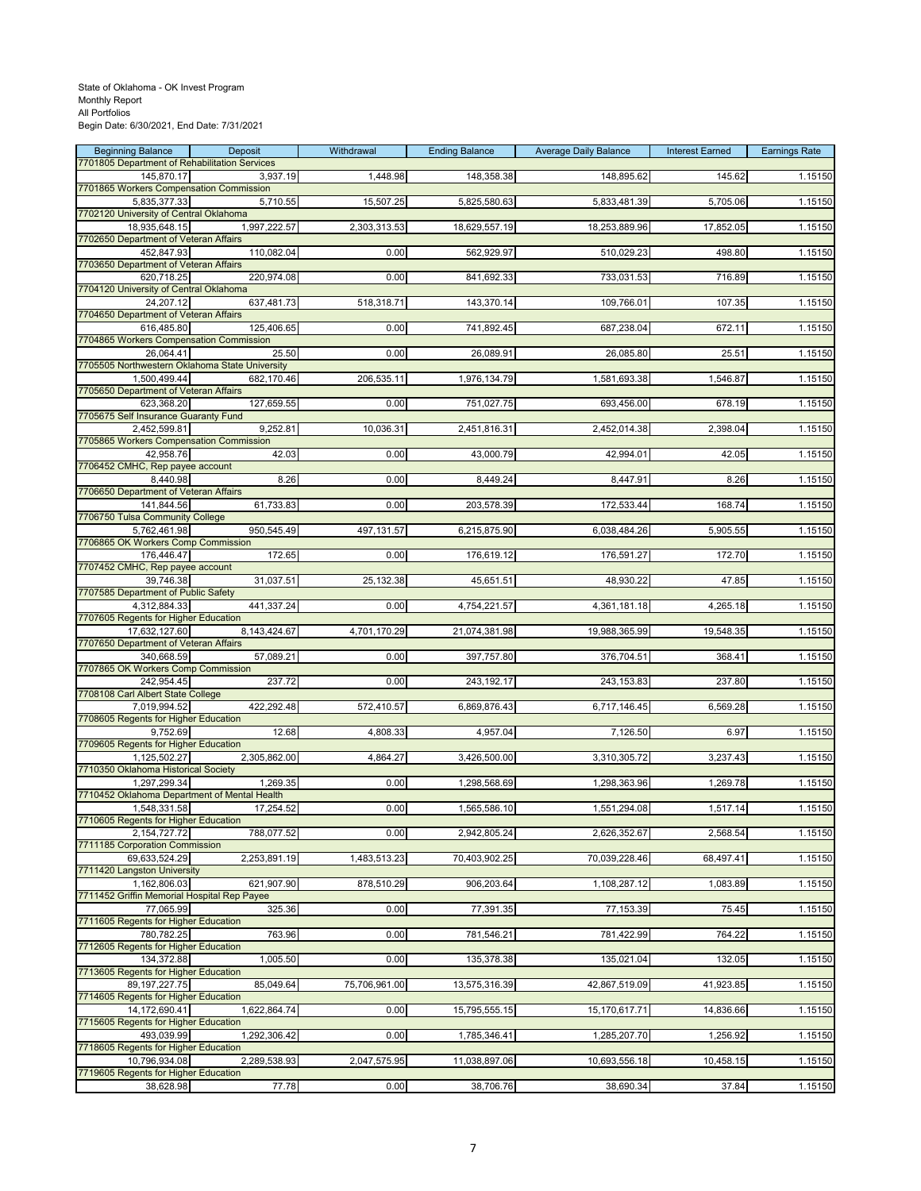State of Oklahoma - OK Invest Program
Monthly Report
All Portfolios
Begin Date: 6/30/2021, End Date: 7/31/2021

| Beginning Balance | Deposit | Withdrawal | Ending Balance | Average Daily Balance | Interest Earned | Earnings Rate |
|---|---|---|---|---|---|---|
| 7701805 Department of Rehabilitation Services | | | | | | |
| 145,870.17 | 3,937.19 | 1,448.98 | 148,358.38 | 148,895.62 | 145.62 | 1.15150 |
| 7701865 Workers Compensation Commission | | | | | | |
| 5,835,377.33 | 5,710.55 | 15,507.25 | 5,825,580.63 | 5,833,481.39 | 5,705.06 | 1.15150 |
| 7702120 University of Central Oklahoma | | | | | | |
| 18,935,648.15 | 1,997,222.57 | 2,303,313.53 | 18,629,557.19 | 18,253,889.96 | 17,852.05 | 1.15150 |
| 7702650 Department of Veteran Affairs | | | | | | |
| 452,847.93 | 110,082.04 | 0.00 | 562,929.97 | 510,029.23 | 498.80 | 1.15150 |
| 7703650 Department of Veteran Affairs | | | | | | |
| 620,718.25 | 220,974.08 | 0.00 | 841,692.33 | 733,031.53 | 716.89 | 1.15150 |
| 7704120 University of Central Oklahoma | | | | | | |
| 24,207.12 | 637,481.73 | 518,318.71 | 143,370.14 | 109,766.01 | 107.35 | 1.15150 |
| 7704650 Department of Veteran Affairs | | | | | | |
| 616,485.80 | 125,406.65 | 0.00 | 741,892.45 | 687,238.04 | 672.11 | 1.15150 |
| 7704865 Workers Compensation Commission | | | | | | |
| 26,064.41 | 25.50 | 0.00 | 26,089.91 | 26,085.80 | 25.51 | 1.15150 |
| 7705505 Northwestern Oklahoma State University | | | | | | |
| 1,500,499.44 | 682,170.46 | 206,535.11 | 1,976,134.79 | 1,581,693.38 | 1,546.87 | 1.15150 |
| 7705650 Department of Veteran Affairs | | | | | | |
| 623,368.20 | 127,659.55 | 0.00 | 751,027.75 | 693,456.00 | 678.19 | 1.15150 |
| 7705675 Self Insurance Guaranty Fund | | | | | | |
| 2,452,599.81 | 9,252.81 | 10,036.31 | 2,451,816.31 | 2,452,014.38 | 2,398.04 | 1.15150 |
| 7705865 Workers Compensation Commission | | | | | | |
| 42,958.76 | 42.03 | 0.00 | 43,000.79 | 42,994.01 | 42.05 | 1.15150 |
| 7706452 CMHC, Rep payee account | | | | | | |
| 8,440.98 | 8.26 | 0.00 | 8,449.24 | 8,447.91 | 8.26 | 1.15150 |
| 7706650 Department of Veteran Affairs | | | | | | |
| 141,844.56 | 61,733.83 | 0.00 | 203,578.39 | 172,533.44 | 168.74 | 1.15150 |
| 7706750 Tulsa Community College | | | | | | |
| 5,762,461.98 | 950,545.49 | 497,131.57 | 6,215,875.90 | 6,038,484.26 | 5,905.55 | 1.15150 |
| 7706865 OK Workers Comp Commission | | | | | | |
| 176,446.47 | 172.65 | 0.00 | 176,619.12 | 176,591.27 | 172.70 | 1.15150 |
| 7707452 CMHC, Rep payee account | | | | | | |
| 39,746.38 | 31,037.51 | 25,132.38 | 45,651.51 | 48,930.22 | 47.85 | 1.15150 |
| 7707585 Department of Public Safety | | | | | | |
| 4,312,884.33 | 441,337.24 | 0.00 | 4,754,221.57 | 4,361,181.18 | 4,265.18 | 1.15150 |
| 7707605 Regents for Higher Education | | | | | | |
| 17,632,127.60 | 8,143,424.67 | 4,701,170.29 | 21,074,381.98 | 19,988,365.99 | 19,548.35 | 1.15150 |
| 7707650 Department of Veteran Affairs | | | | | | |
| 340,668.59 | 57,089.21 | 0.00 | 397,757.80 | 376,704.51 | 368.41 | 1.15150 |
| 7707865 OK Workers Comp Commission | | | | | | |
| 242,954.45 | 237.72 | 0.00 | 243,192.17 | 243,153.83 | 237.80 | 1.15150 |
| 7708108 Carl Albert State College | | | | | | |
| 7,019,994.52 | 422,292.48 | 572,410.57 | 6,869,876.43 | 6,717,146.45 | 6,569.28 | 1.15150 |
| 7708605 Regents for Higher Education | | | | | | |
| 9,752.69 | 12.68 | 4,808.33 | 4,957.04 | 7,126.50 | 6.97 | 1.15150 |
| 7709605 Regents for Higher Education | | | | | | |
| 1,125,502.27 | 2,305,862.00 | 4,864.27 | 3,426,500.00 | 3,310,305.72 | 3,237.43 | 1.15150 |
| 7710350 Oklahoma Historical Society | | | | | | |
| 1,297,299.34 | 1,269.35 | 0.00 | 1,298,568.69 | 1,298,363.96 | 1,269.78 | 1.15150 |
| 7710452 Oklahoma Department of Mental Health | | | | | | |
| 1,548,331.58 | 17,254.52 | 0.00 | 1,565,586.10 | 1,551,294.08 | 1,517.14 | 1.15150 |
| 7710605 Regents for Higher Education | | | | | | |
| 2,154,727.72 | 788,077.52 | 0.00 | 2,942,805.24 | 2,626,352.67 | 2,568.54 | 1.15150 |
| 7711185 Corporation Commission | | | | | | |
| 69,633,524.29 | 2,253,891.19 | 1,483,513.23 | 70,403,902.25 | 70,039,228.46 | 68,497.41 | 1.15150 |
| 7711420 Langston University | | | | | | |
| 1,162,806.03 | 621,907.90 | 878,510.29 | 906,203.64 | 1,108,287.12 | 1,083.89 | 1.15150 |
| 7711452 Griffin Memorial Hospital Rep Payee | | | | | | |
| 77,065.99 | 325.36 | 0.00 | 77,391.35 | 77,153.39 | 75.45 | 1.15150 |
| 7711605 Regents for Higher Education | | | | | | |
| 780,782.25 | 763.96 | 0.00 | 781,546.21 | 781,422.99 | 764.22 | 1.15150 |
| 7712605 Regents for Higher Education | | | | | | |
| 134,372.88 | 1,005.50 | 0.00 | 135,378.38 | 135,021.04 | 132.05 | 1.15150 |
| 7713605 Regents for Higher Education | | | | | | |
| 89,197,227.75 | 85,049.64 | 75,706,961.00 | 13,575,316.39 | 42,867,519.09 | 41,923.85 | 1.15150 |
| 7714605 Regents for Higher Education | | | | | | |
| 14,172,690.41 | 1,622,864.74 | 0.00 | 15,795,555.15 | 15,170,617.71 | 14,836.66 | 1.15150 |
| 7715605 Regents for Higher Education | | | | | | |
| 493,039.99 | 1,292,306.42 | 0.00 | 1,785,346.41 | 1,285,207.70 | 1,256.92 | 1.15150 |
| 7718605 Regents for Higher Education | | | | | | |
| 10,796,934.08 | 2,289,538.93 | 2,047,575.95 | 11,038,897.06 | 10,693,556.18 | 10,458.15 | 1.15150 |
| 7719605 Regents for Higher Education | | | | | | |
| 38,628.98 | 77.78 | 0.00 | 38,706.76 | 38,690.34 | 37.84 | 1.15150 |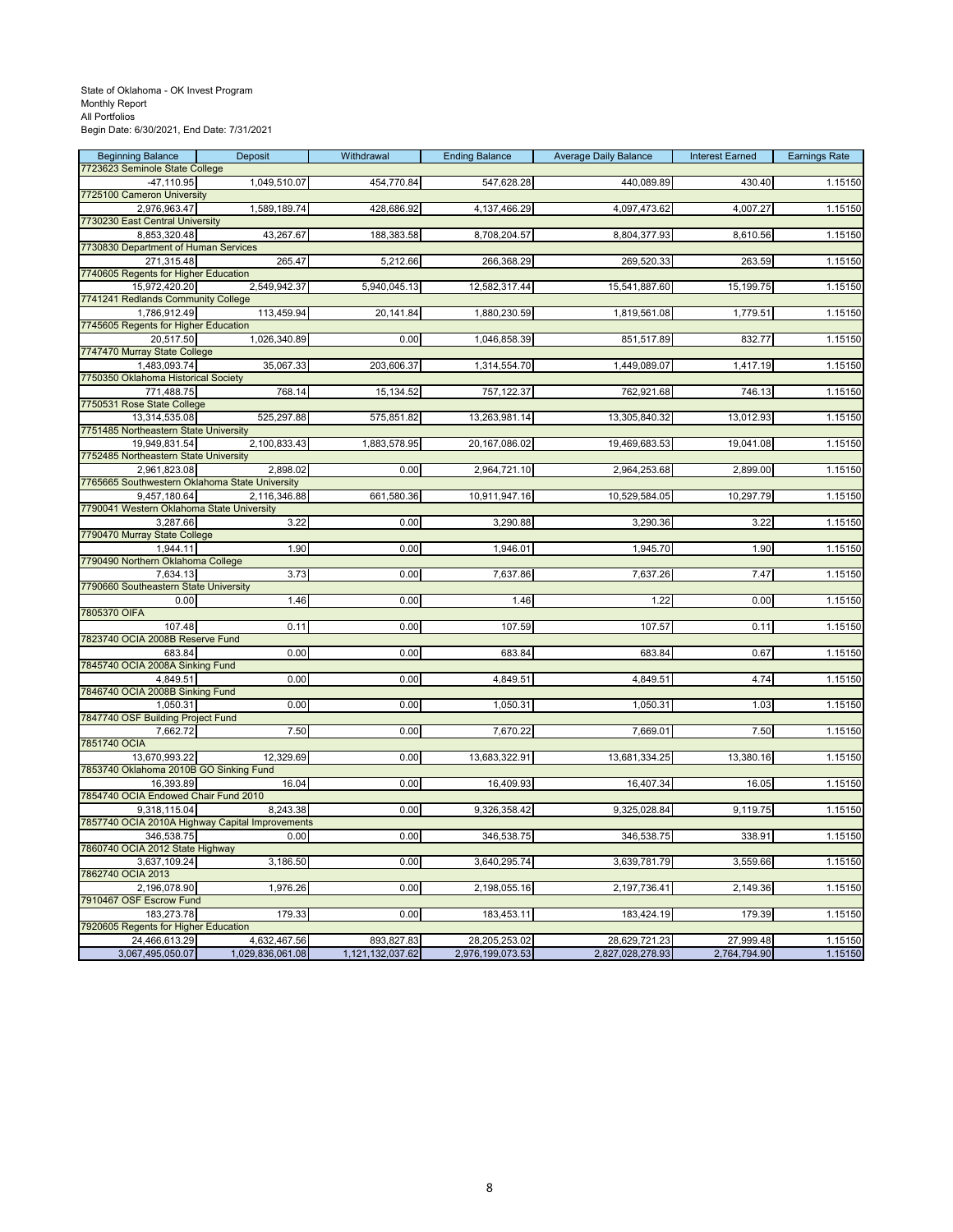State of Oklahoma - OK Invest Program
Monthly Report
All Portfolios
Begin Date: 6/30/2021, End Date: 7/31/2021

| Beginning Balance | Deposit | Withdrawal | Ending Balance | Average Daily Balance | Interest Earned | Earnings Rate |
|---|---|---|---|---|---|---|
| 7723623 Seminole State College | | | | | | |
| -47,110.95 | 1,049,510.07 | 454,770.84 | 547,628.28 | 440,089.89 | 430.40 | 1.15150 |
| 7725100 Cameron University | | | | | | |
| 2,976,963.47 | 1,589,189.74 | 428,686.92 | 4,137,466.29 | 4,097,473.62 | 4,007.27 | 1.15150 |
| 7730230 East Central University | | | | | | |
| 8,853,320.48 | 43,267.67 | 188,383.58 | 8,708,204.57 | 8,804,377.93 | 8,610.56 | 1.15150 |
| 7730830 Department of Human Services | | | | | | |
| 271,315.48 | 265.47 | 5,212.66 | 266,368.29 | 269,520.33 | 263.59 | 1.15150 |
| 7740605 Regents for Higher Education | | | | | | |
| 15,972,420.20 | 2,549,942.37 | 5,940,045.13 | 12,582,317.44 | 15,541,887.60 | 15,199.75 | 1.15150 |
| 7741241 Redlands Community College | | | | | | |
| 1,786,912.49 | 113,459.94 | 20,141.84 | 1,880,230.59 | 1,819,561.08 | 1,779.51 | 1.15150 |
| 7745605 Regents for Higher Education | | | | | | |
| 20,517.50 | 1,026,340.89 | 0.00 | 1,046,858.39 | 851,517.89 | 832.77 | 1.15150 |
| 7747470 Murray State College | | | | | | |
| 1,483,093.74 | 35,067.33 | 203,606.37 | 1,314,554.70 | 1,449,089.07 | 1,417.19 | 1.15150 |
| 7750350 Oklahoma Historical Society | | | | | | |
| 771,488.75 | 768.14 | 15,134.52 | 757,122.37 | 762,921.68 | 746.13 | 1.15150 |
| 7750531 Rose State College | | | | | | |
| 13,314,535.08 | 525,297.88 | 575,851.82 | 13,263,981.14 | 13,305,840.32 | 13,012.93 | 1.15150 |
| 7751485 Northeastern State University | | | | | | |
| 19,949,831.54 | 2,100,833.43 | 1,883,578.95 | 20,167,086.02 | 19,469,683.53 | 19,041.08 | 1.15150 |
| 7752485 Northeastern State University | | | | | | |
| 2,961,823.08 | 2,898.02 | 0.00 | 2,964,721.10 | 2,964,253.68 | 2,899.00 | 1.15150 |
| 7765665 Southwestern Oklahoma State University | | | | | | |
| 9,457,180.64 | 2,116,346.88 | 661,580.36 | 10,911,947.16 | 10,529,584.05 | 10,297.79 | 1.15150 |
| 7790041 Western Oklahoma State University | | | | | | |
| 3,287.66 | 3.22 | 0.00 | 3,290.88 | 3,290.36 | 3.22 | 1.15150 |
| 7790470 Murray State College | | | | | | |
| 1,944.11 | 1.90 | 0.00 | 1,946.01 | 1,945.70 | 1.90 | 1.15150 |
| 7790490 Northern Oklahoma College | | | | | | |
| 7,634.13 | 3.73 | 0.00 | 7,637.86 | 7,637.26 | 7.47 | 1.15150 |
| 7790660 Southeastern State University | | | | | | |
| 0.00 | 1.46 | 0.00 | 1.46 | 1.22 | 0.00 | 1.15150 |
| 7805370 OIFA | | | | | | |
| 107.48 | 0.11 | 0.00 | 107.59 | 107.57 | 0.11 | 1.15150 |
| 7823740 OCIA 2008B Reserve Fund | | | | | | |
| 683.84 | 0.00 | 0.00 | 683.84 | 683.84 | 0.67 | 1.15150 |
| 7845740 OCIA 2008A Sinking Fund | | | | | | |
| 4,849.51 | 0.00 | 0.00 | 4,849.51 | 4,849.51 | 4.74 | 1.15150 |
| 7846740 OCIA 2008B Sinking Fund | | | | | | |
| 1,050.31 | 0.00 | 0.00 | 1,050.31 | 1,050.31 | 1.03 | 1.15150 |
| 7847740 OSF Building Project Fund | | | | | | |
| 7,662.72 | 7.50 | 0.00 | 7,670.22 | 7,669.01 | 7.50 | 1.15150 |
| 7851740 OCIA | | | | | | |
| 13,670,993.22 | 12,329.69 | 0.00 | 13,683,322.91 | 13,681,334.25 | 13,380.16 | 1.15150 |
| 7853740 Oklahoma 2010B GO Sinking Fund | | | | | | |
| 16,393.89 | 16.04 | 0.00 | 16,409.93 | 16,407.34 | 16.05 | 1.15150 |
| 7854740 OCIA Endowed Chair Fund 2010 | | | | | | |
| 9,318,115.04 | 8,243.38 | 0.00 | 9,326,358.42 | 9,325,028.84 | 9,119.75 | 1.15150 |
| 7857740 OCIA 2010A Highway Capital Improvements | | | | | | |
| 346,538.75 | 0.00 | 0.00 | 346,538.75 | 346,538.75 | 338.91 | 1.15150 |
| 7860740 OCIA 2012 State Highway | | | | | | |
| 3,637,109.24 | 3,186.50 | 0.00 | 3,640,295.74 | 3,639,781.79 | 3,559.66 | 1.15150 |
| 7862740 OCIA 2013 | | | | | | |
| 2,196,078.90 | 1,976.26 | 0.00 | 2,198,055.16 | 2,197,736.41 | 2,149.36 | 1.15150 |
| 7910467 OSF Escrow Fund | | | | | | |
| 183,273.78 | 179.33 | 0.00 | 183,453.11 | 183,424.19 | 179.39 | 1.15150 |
| 7920605 Regents for Higher Education | | | | | | |
| 24,466,613.29 | 4,632,467.56 | 893,827.83 | 28,205,253.02 | 28,629,721.23 | 27,999.48 | 1.15150 |
| 3,067,495,050.07 | 1,029,836,061.08 | 1,121,132,037.62 | 2,976,199,073.53 | 2,827,028,278.93 | 2,764,794.90 | 1.15150 |